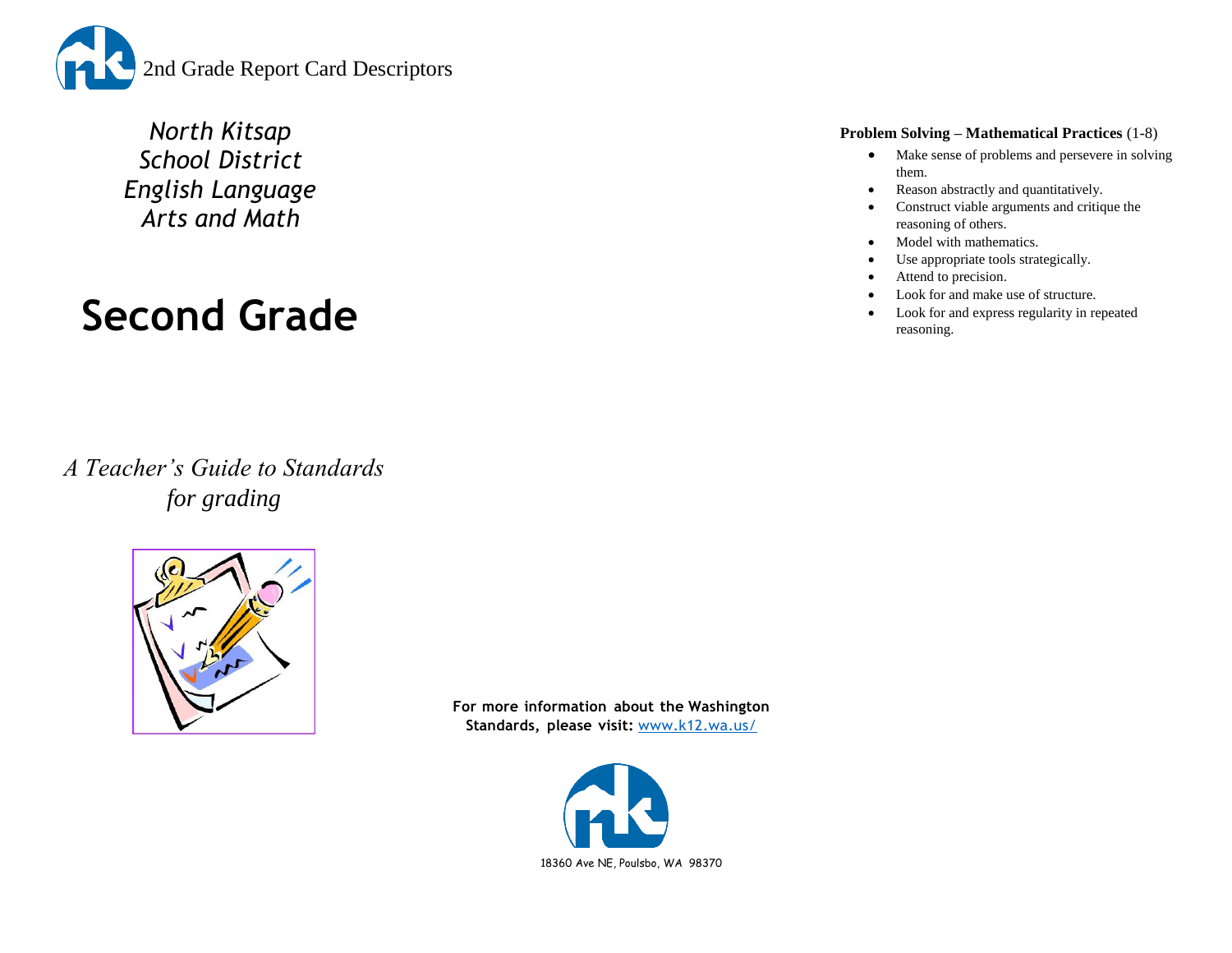2nd Grade Report Card Descriptors

*North Kitsap School District English Language Arts and Math*

# Second Grade

*A Teacher's Guide to Standards for grading*

**For more information about the Washington Standards, please visit:** [www.k12.wa.us/](http://www.k12.wa.us/)

18360 Ave NE, Poulsbo, WA 98370

**Problem Solving – Mathematical Practices** (1-8)

- Make sense of problems and persevere in solving them.
- Reason abstractly and quantitatively.
- Construct viable arguments and critique the reasoning of others.
- Model with mathematics.
- Use appropriate tools strategically.
- Attend to precision.
- Look for and make use of structure.
- Look for and express regularity in repeated reasoning.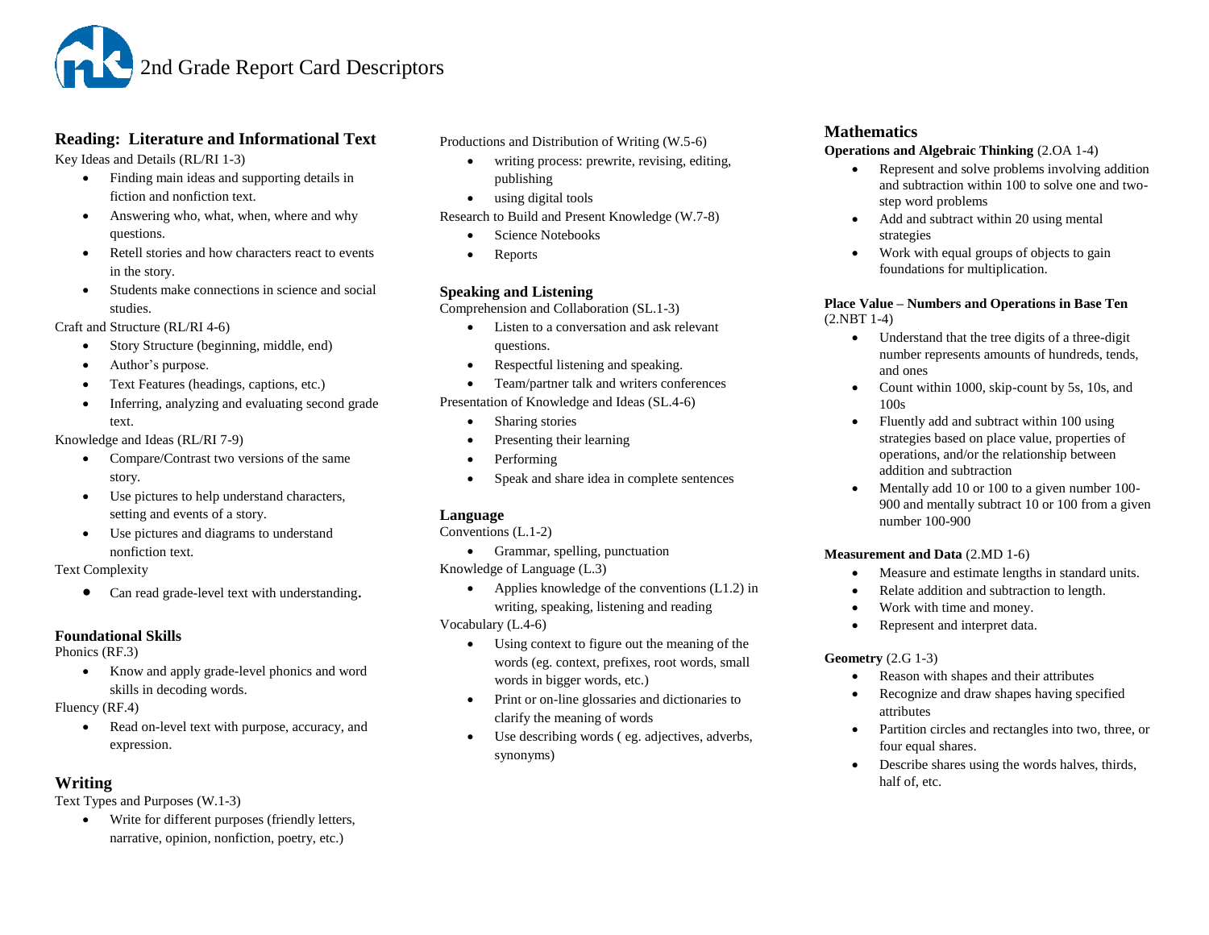# 2nd Grade Report Card Descriptors

## Reading: Literature and Informational Text

Key Ideas and Details (RL/RI 1-3)

- Finding main ideas and supporting details in fiction and nonfiction text.
- Answering who, what, when, where and why questions.
- Retell stories and how characters react to events in the story.
- Students make connections in science and social studies.

Craft and Structure (RL/RI 4-6)

- Story Structure (beginning, middle, end)
- Author's purpose.
- Text Features (headings, captions, etc.)
- Inferring, analyzing and evaluating second grade text.

Knowledge and Ideas (RL/RI 7-9)

- Compare/Contrast two versions of the same story.
- Use pictures to help understand characters, setting and events of a story.
- Use pictures and diagrams to understand nonfiction text.

Text Complexity

- Can read grade-level text with understanding.

## Foundational Skills

Phonics (RF.3)

- Know and apply grade-level phonics and word skills in decoding words.

Fluency (RF.4)

- Read on-level text with purpose, accuracy, and expression.

## Writing

Text Types and Purposes (W.1-3)

- Write for different purposes (friendly letters, narrative, opinion, nonfiction, poetry, etc.)

Productions and Distribution of Writing (W.5-6)

- writing process: prewrite, revising, editing, publishing
- using digital tools

Research to Build and Present Knowledge (W.7-8)

- Science Notebooks
- Reports

## Speaking and Listening

Comprehension and Collaboration (SL.1-3)

- Listen to a conversation and ask relevant questions.
- Respectful listening and speaking.
- Team/partner talk and writers conferences

Presentation of Knowledge and Ideas (SL.4-6)

- Sharing stories
- Presenting their learning
- Performing
- Speak and share idea in complete sentences

## Language

Conventions (L.1-2)

- Grammar, spelling, punctuation

Knowledge of Language (L.3)

- Applies knowledge of the conventions (L1.2) in writing, speaking, listening and reading

Vocabulary (L.4-6)

- Using context to figure out the meaning of the words (eg. context, prefixes, root words, small words in bigger words, etc.)
- Print or on-line glossaries and dictionaries to clarify the meaning of words
- Use describing words ( eg. adjectives, adverbs, synonyms)

## Mathematics

**Operations and Algebraic Thinking** (2.OA 1-4)

- Represent and solve problems involving addition and subtraction within 100 to solve one and two-step word problems
- Add and subtract within 20 using mental strategies
- Work with equal groups of objects to gain foundations for multiplication.

**Place Value – Numbers and Operations in Base Ten** (2.NBT 1-4)

- Understand that the tree digits of a three-digit number represents amounts of hundreds, tends, and ones
- Count within 1000, skip-count by 5s, 10s, and 100s
- Fluently add and subtract within 100 using strategies based on place value, properties of operations, and/or the relationship between addition and subtraction
- Mentally add 10 or 100 to a given number 100-900 and mentally subtract 10 or 100 from a given number 100-900

**Measurement and Data** (2.MD 1-6)

- Measure and estimate lengths in standard units.
- Relate addition and subtraction to length.
- Work with time and money.
- Represent and interpret data.

**Geometry** (2.G 1-3)

- Reason with shapes and their attributes
- Recognize and draw shapes having specified attributes
- Partition circles and rectangles into two, three, or four equal shares.
- Describe shares using the words halves, thirds, half of, etc.